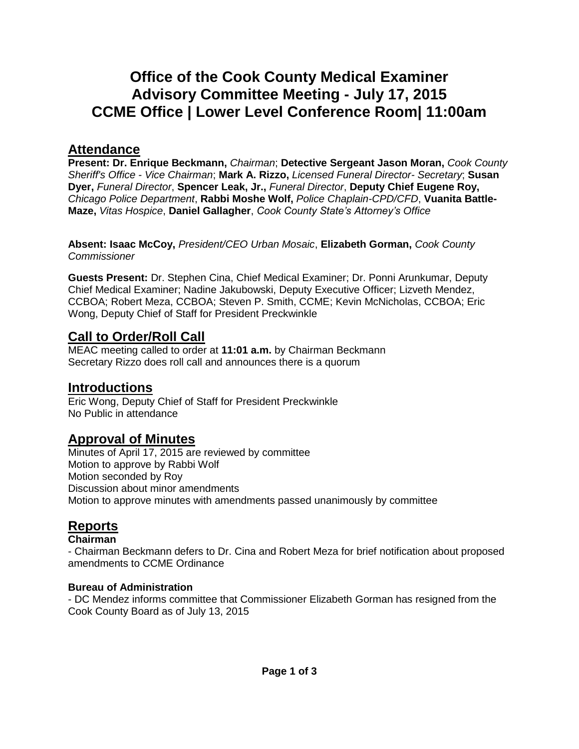# Office of the Cook County Medical Examiner Advisory Committee Meeting - July 17, 2015 CCME Office | Lower Level Conference Room| 11:00am

## Attendance

**Present: Dr. Enrique Beckmann,** *Chairman*; **Detective Sergeant Jason Moran,** *Cook County Sheriff's Office - Vice Chairman*; **Mark A. Rizzo,** *Licensed Funeral Director- Secretary*; **Susan Dyer,** *Funeral Director*, **Spencer Leak, Jr.,** *Funeral Director*, **Deputy Chief Eugene Roy,** *Chicago Police Department*, **Rabbi Moshe Wolf,** *Police Chaplain-CPD/CFD*, **Vuanita Battle-Maze,** *Vitas Hospice*, **Daniel Gallagher**, *Cook County State's Attorney's Office*

**Absent: Isaac McCoy,** *President/CEO Urban Mosaic*, **Elizabeth Gorman,** *Cook County Commissioner*

**Guests Present:** Dr. Stephen Cina, Chief Medical Examiner; Dr. Ponni Arunkumar, Deputy Chief Medical Examiner; Nadine Jakubowski, Deputy Executive Officer; Lizveth Mendez, CCBOA; Robert Meza, CCBOA; Steven P. Smith, CCME; Kevin McNicholas, CCBOA; Eric Wong, Deputy Chief of Staff for President Preckwinkle

## Call to Order/Roll Call

MEAC meeting called to order at **11:01 a.m.** by Chairman Beckmann
Secretary Rizzo does roll call and announces there is a quorum

## Introductions

Eric Wong, Deputy Chief of Staff for President Preckwinkle
No Public in attendance

## Approval of Minutes

Minutes of April 17, 2015 are reviewed by committee
Motion to approve by Rabbi Wolf
Motion seconded by Roy
Discussion about minor amendments
Motion to approve minutes with amendments passed unanimously by committee

## Reports

**Chairman**

- Chairman Beckmann defers to Dr. Cina and Robert Meza for brief notification about proposed amendments to CCME Ordinance

**Bureau of Administration**

- DC Mendez informs committee that Commissioner Elizabeth Gorman has resigned from the Cook County Board as of July 13, 2015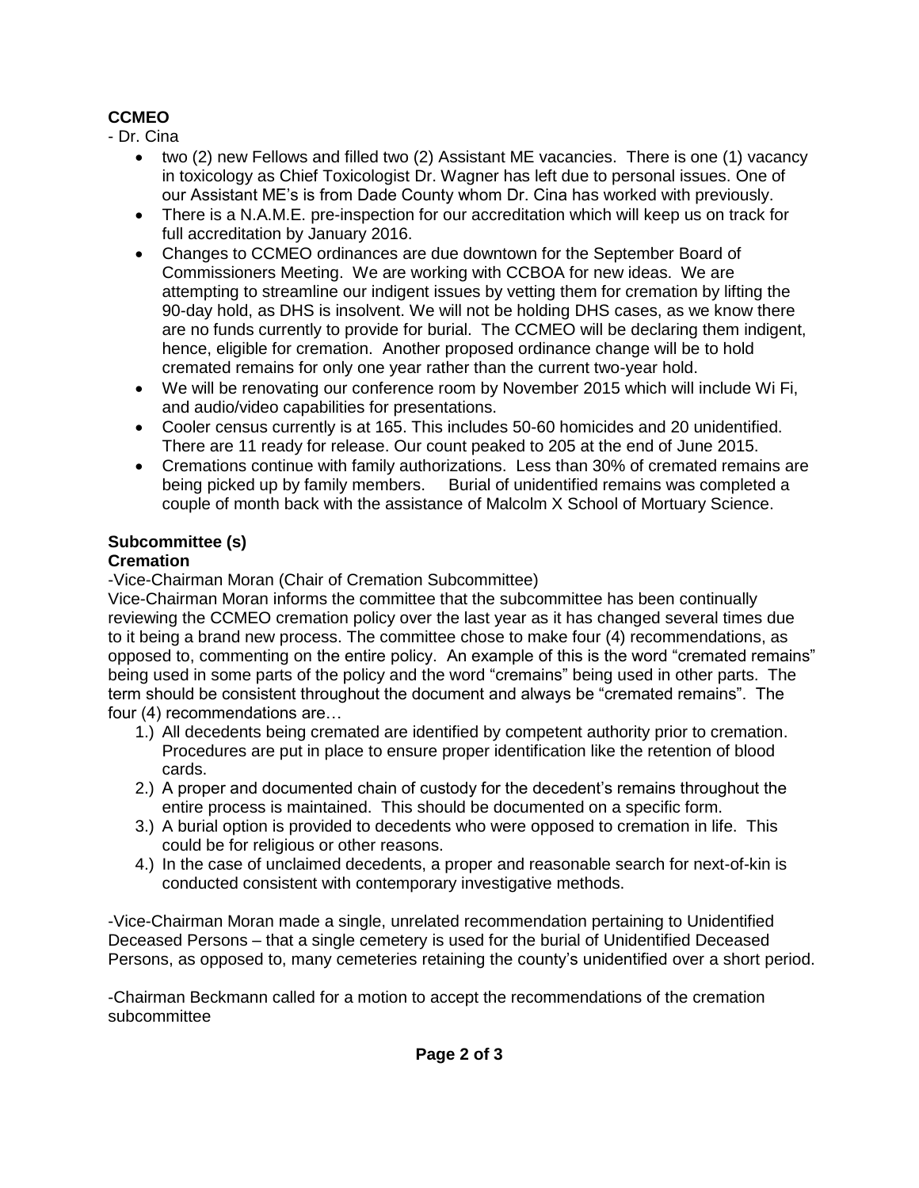**CCMEO**

- Dr. Cina

- two (2) new Fellows and filled two (2) Assistant ME vacancies. There is one (1) vacancy in toxicology as Chief Toxicologist Dr. Wagner has left due to personal issues. One of our Assistant ME's is from Dade County whom Dr. Cina has worked with previously.
- There is a N.A.M.E. pre-inspection for our accreditation which will keep us on track for full accreditation by January 2016.
- Changes to CCMEO ordinances are due downtown for the September Board of Commissioners Meeting. We are working with CCBOA for new ideas. We are attempting to streamline our indigent issues by vetting them for cremation by lifting the 90-day hold, as DHS is insolvent. We will not be holding DHS cases, as we know there are no funds currently to provide for burial. The CCMEO will be declaring them indigent, hence, eligible for cremation. Another proposed ordinance change will be to hold cremated remains for only one year rather than the current two-year hold.
- We will be renovating our conference room by November 2015 which will include Wi Fi, and audio/video capabilities for presentations.
- Cooler census currently is at 165. This includes 50-60 homicides and 20 unidentified. There are 11 ready for release. Our count peaked to 205 at the end of June 2015.
- Cremations continue with family authorizations. Less than 30% of cremated remains are being picked up by family members. Burial of unidentified remains was completed a couple of month back with the assistance of Malcolm X School of Mortuary Science.

**Subcommittee (s)**

**Cremation**

-Vice-Chairman Moran (Chair of Cremation Subcommittee)

Vice-Chairman Moran informs the committee that the subcommittee has been continually reviewing the CCMEO cremation policy over the last year as it has changed several times due to it being a brand new process. The committee chose to make four (4) recommendations, as opposed to, commenting on the entire policy. An example of this is the word "cremated remains" being used in some parts of the policy and the word "cremains" being used in other parts. The term should be consistent throughout the document and always be "cremated remains". The four (4) recommendations are…

1.) All decedents being cremated are identified by competent authority prior to cremation. Procedures are put in place to ensure proper identification like the retention of blood cards.
2.) A proper and documented chain of custody for the decedent's remains throughout the entire process is maintained. This should be documented on a specific form.
3.) A burial option is provided to decedents who were opposed to cremation in life. This could be for religious or other reasons.
4.) In the case of unclaimed decedents, a proper and reasonable search for next-of-kin is conducted consistent with contemporary investigative methods.

-Vice-Chairman Moran made a single, unrelated recommendation pertaining to Unidentified Deceased Persons – that a single cemetery is used for the burial of Unidentified Deceased Persons, as opposed to, many cemeteries retaining the county's unidentified over a short period.

-Chairman Beckmann called for a motion to accept the recommendations of the cremation subcommittee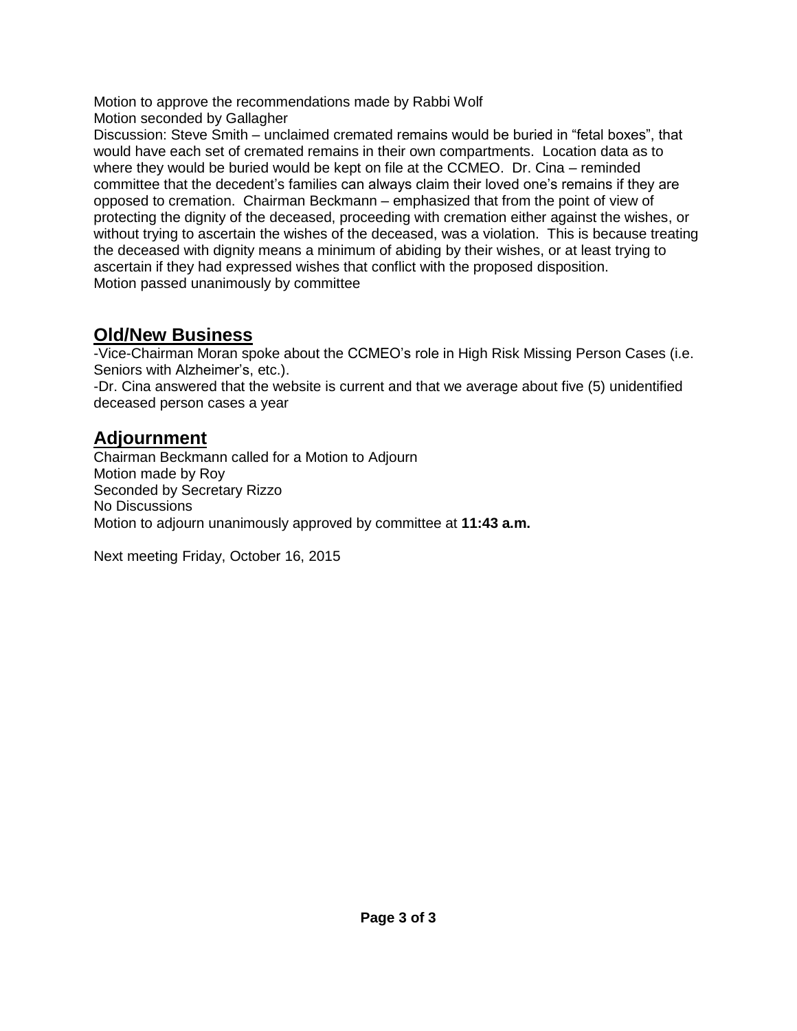Motion to approve the recommendations made by Rabbi Wolf
Motion seconded by Gallagher
Discussion: Steve Smith – unclaimed cremated remains would be buried in "fetal boxes", that would have each set of cremated remains in their own compartments. Location data as to where they would be buried would be kept on file at the CCMEO. Dr. Cina – reminded committee that the decedent's families can always claim their loved one's remains if they are opposed to cremation. Chairman Beckmann – emphasized that from the point of view of protecting the dignity of the deceased, proceeding with cremation either against the wishes, or without trying to ascertain the wishes of the deceased, was a violation. This is because treating the deceased with dignity means a minimum of abiding by their wishes, or at least trying to ascertain if they had expressed wishes that conflict with the proposed disposition.
Motion passed unanimously by committee

## Old/New Business

-Vice-Chairman Moran spoke about the CCMEO's role in High Risk Missing Person Cases (i.e. Seniors with Alzheimer's, etc.).
-Dr. Cina answered that the website is current and that we average about five (5) unidentified deceased person cases a year

## Adjournment

Chairman Beckmann called for a Motion to Adjourn
Motion made by Roy
Seconded by Secretary Rizzo
No Discussions
Motion to adjourn unanimously approved by committee at **11:43 a.m.**

Next meeting Friday, October 16, 2015